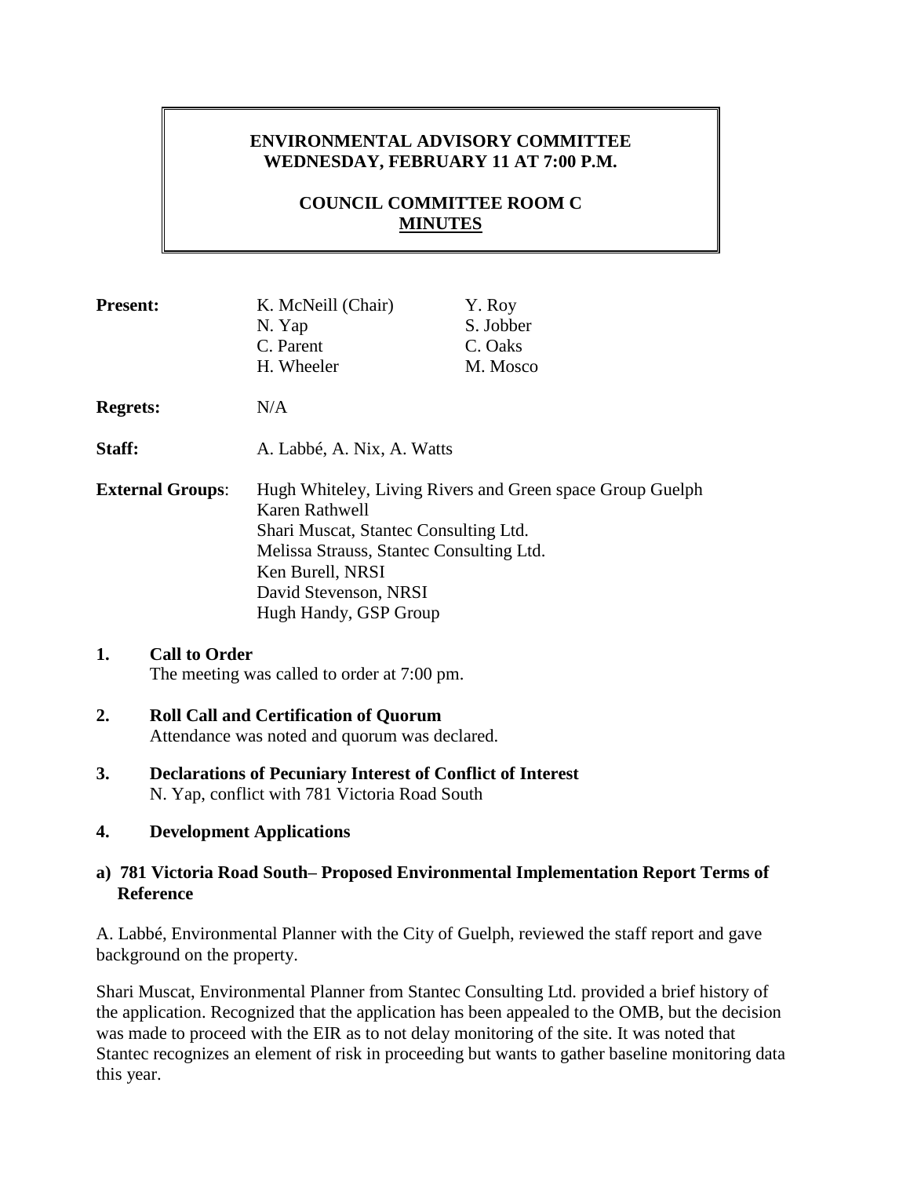**ENVIRONMENTAL ADVISORY COMMITTEE**
**WEDNESDAY, FEBRUARY 11 AT 7:00 P.M.**

**COUNCIL COMMITTEE ROOM C**
**MINUTES**

**Present:** K. McNeill (Chair), N. Yap, C. Parent, H. Wheeler, Y. Roy, S. Jobber, C. Oaks, M. Mosco

**Regrets:** N/A

**Staff:** A. Labbé, A. Nix, A. Watts

**External Groups**:
Hugh Whiteley, Living Rivers and Green space Group Guelph
Karen Rathwell
Shari Muscat, Stantec Consulting Ltd.
Melissa Strauss, Stantec Consulting Ltd.
Ken Burell, NRSI
David Stevenson, NRSI
Hugh Handy, GSP Group

## 1. Call to Order

The meeting was called to order at 7:00 pm.

## 2. Roll Call and Certification of Quorum

Attendance was noted and quorum was declared.

## 3. Declarations of Pecuniary Interest of Conflict of Interest

N. Yap, conflict with 781 Victoria Road South

## 4. Development Applications

### a) 781 Victoria Road South– Proposed Environmental Implementation Report Terms of Reference

A. Labbé, Environmental Planner with the City of Guelph, reviewed the staff report and gave background on the property.

Shari Muscat, Environmental Planner from Stantec Consulting Ltd. provided a brief history of the application. Recognized that the application has been appealed to the OMB, but the decision was made to proceed with the EIR as to not delay monitoring of the site. It was noted that Stantec recognizes an element of risk in proceeding but wants to gather baseline monitoring data this year.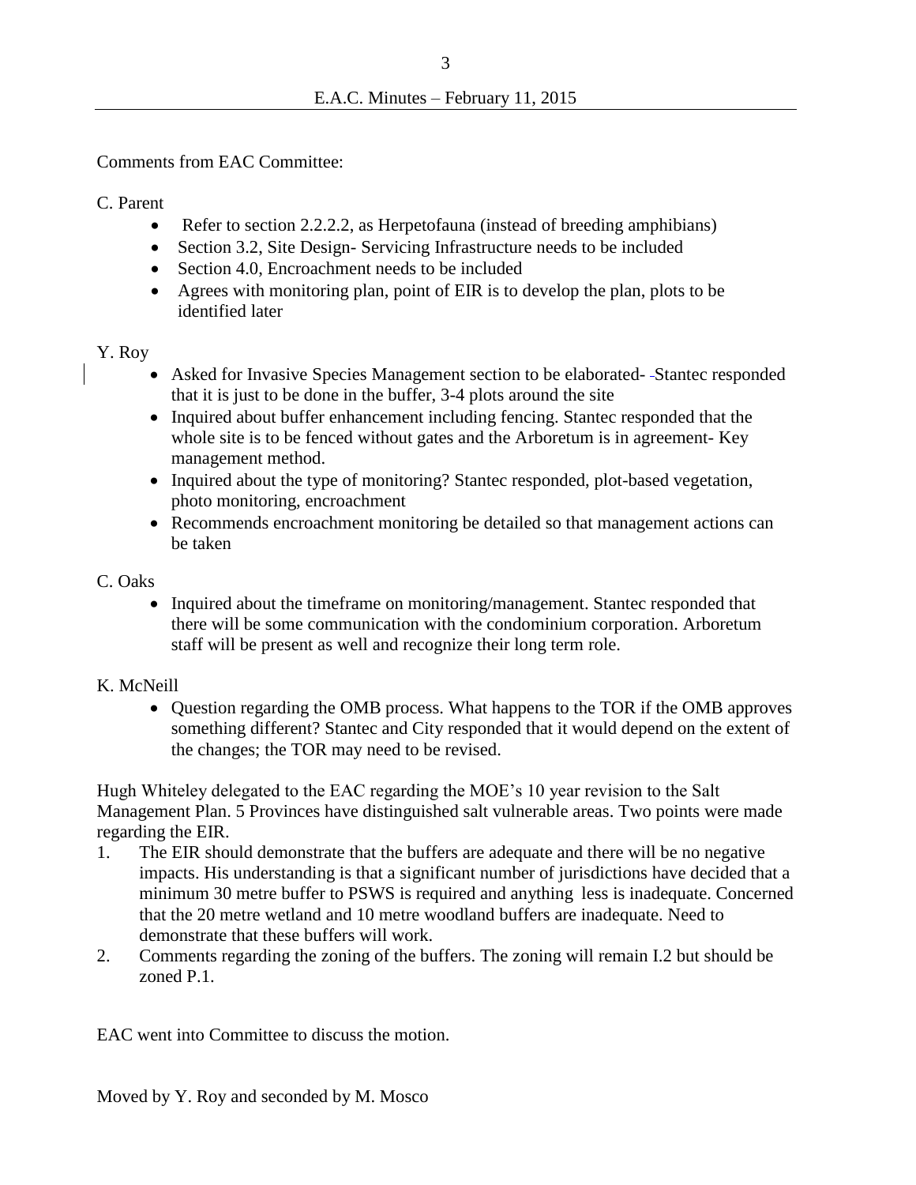Comments from EAC Committee:

C. Parent

- Refer to section 2.2.2.2, as Herpetofauna (instead of breeding amphibians)
- Section 3.2, Site Design- Servicing Infrastructure needs to be included
- Section 4.0, Encroachment needs to be included
- Agrees with monitoring plan, point of EIR is to develop the plan, plots to be identified later

Y. Roy

- Asked for Invasive Species Management section to be elaborated- Stantec responded that it is just to be done in the buffer, 3-4 plots around the site
- Inquired about buffer enhancement including fencing. Stantec responded that the whole site is to be fenced without gates and the Arboretum is in agreement- Key management method.
- Inquired about the type of monitoring? Stantec responded, plot-based vegetation, photo monitoring, encroachment
- Recommends encroachment monitoring be detailed so that management actions can be taken

C. Oaks

- Inquired about the timeframe on monitoring/management. Stantec responded that there will be some communication with the condominium corporation. Arboretum staff will be present as well and recognize their long term role.

K. McNeill

- Question regarding the OMB process. What happens to the TOR if the OMB approves something different? Stantec and City responded that it would depend on the extent of the changes; the TOR may need to be revised.

Hugh Whiteley delegated to the EAC regarding the MOE's 10 year revision to the Salt Management Plan. 5 Provinces have distinguished salt vulnerable areas. Two points were made regarding the EIR.

1. The EIR should demonstrate that the buffers are adequate and there will be no negative impacts. His understanding is that a significant number of jurisdictions have decided that a minimum 30 metre buffer to PSWS is required and anything less is inadequate. Concerned that the 20 metre wetland and 10 metre woodland buffers are inadequate. Need to demonstrate that these buffers will work.
2. Comments regarding the zoning of the buffers. The zoning will remain I.2 but should be zoned P.1.

EAC went into Committee to discuss the motion.

Moved by Y. Roy and seconded by M. Mosco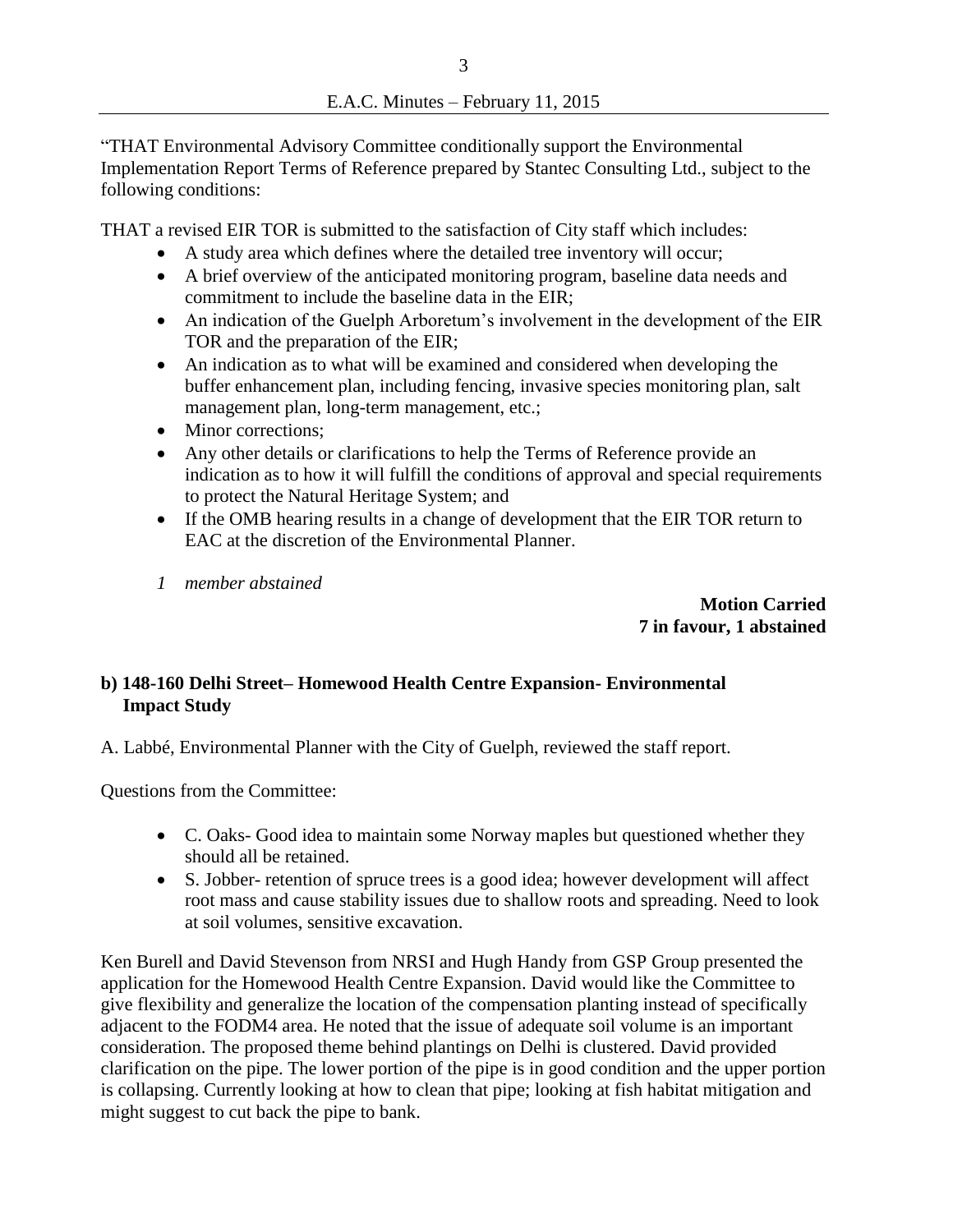"THAT Environmental Advisory Committee conditionally support the Environmental Implementation Report Terms of Reference prepared by Stantec Consulting Ltd., subject to the following conditions:

THAT a revised EIR TOR is submitted to the satisfaction of City staff which includes:

- A study area which defines where the detailed tree inventory will occur;
- A brief overview of the anticipated monitoring program, baseline data needs and commitment to include the baseline data in the EIR;
- An indication of the Guelph Arboretum's involvement in the development of the EIR TOR and the preparation of the EIR;
- An indication as to what will be examined and considered when developing the buffer enhancement plan, including fencing, invasive species monitoring plan, salt management plan, long-term management, etc.;
- Minor corrections;
- Any other details or clarifications to help the Terms of Reference provide an indication as to how it will fulfill the conditions of approval and special requirements to protect the Natural Heritage System; and
- If the OMB hearing results in a change of development that the EIR TOR return to EAC at the discretion of the Environmental Planner.

*1 member abstained*

**Motion Carried**
**7 in favour, 1 abstained**

### b) 148-160 Delhi Street– Homewood Health Centre Expansion- Environmental Impact Study

A. Labbé, Environmental Planner with the City of Guelph, reviewed the staff report.

Questions from the Committee:

- C. Oaks- Good idea to maintain some Norway maples but questioned whether they should all be retained.
- S. Jobber- retention of spruce trees is a good idea; however development will affect root mass and cause stability issues due to shallow roots and spreading. Need to look at soil volumes, sensitive excavation.

Ken Burell and David Stevenson from NRSI and Hugh Handy from GSP Group presented the application for the Homewood Health Centre Expansion. David would like the Committee to give flexibility and generalize the location of the compensation planting instead of specifically adjacent to the FODM4 area. He noted that the issue of adequate soil volume is an important consideration. The proposed theme behind plantings on Delhi is clustered. David provided clarification on the pipe. The lower portion of the pipe is in good condition and the upper portion is collapsing. Currently looking at how to clean that pipe; looking at fish habitat mitigation and might suggest to cut back the pipe to bank.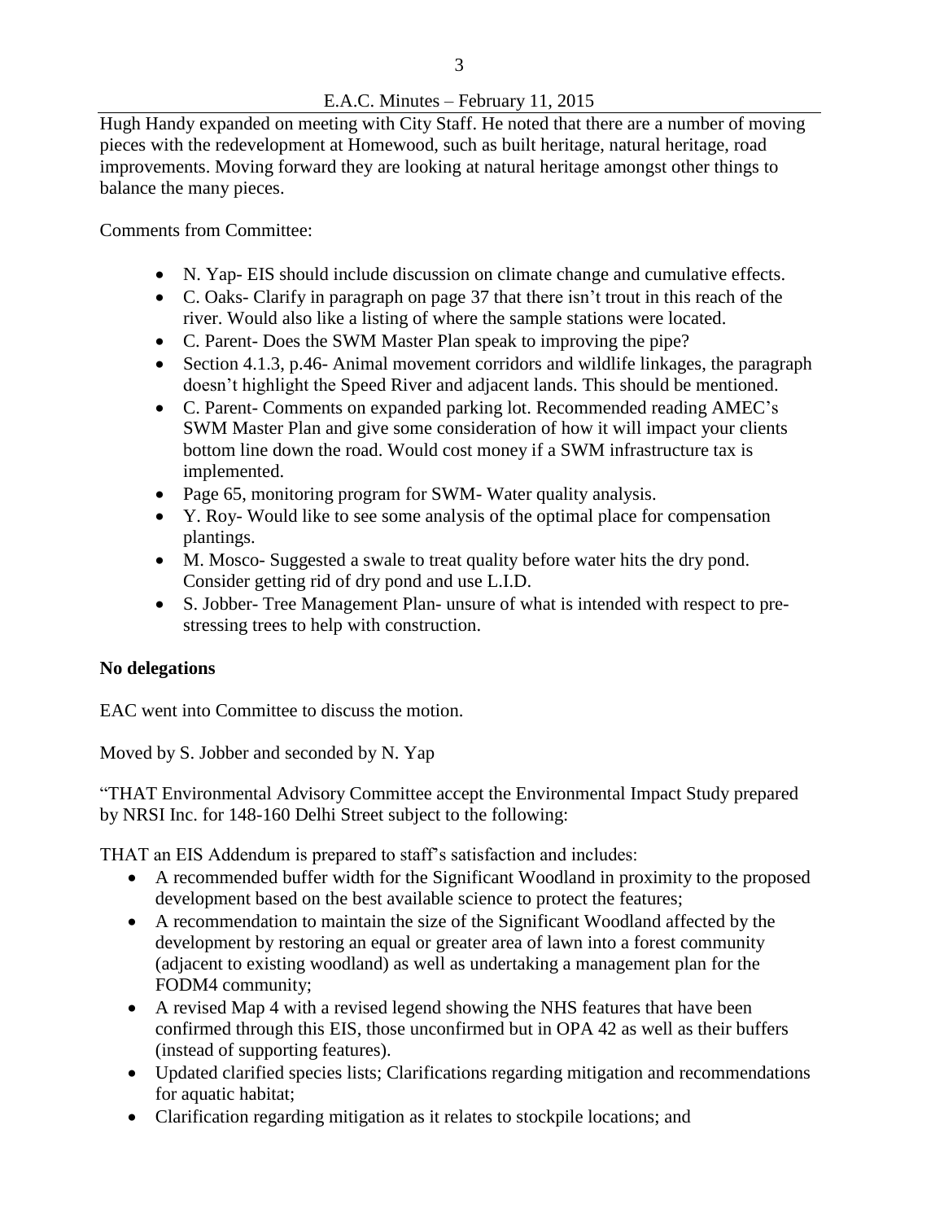Hugh Handy expanded on meeting with City Staff. He noted that there are a number of moving pieces with the redevelopment at Homewood, such as built heritage, natural heritage, road improvements. Moving forward they are looking at natural heritage amongst other things to balance the many pieces.

Comments from Committee:

- N. Yap- EIS should include discussion on climate change and cumulative effects.
- C. Oaks- Clarify in paragraph on page 37 that there isn't trout in this reach of the river. Would also like a listing of where the sample stations were located.
- C. Parent- Does the SWM Master Plan speak to improving the pipe?
- Section 4.1.3, p.46- Animal movement corridors and wildlife linkages, the paragraph doesn't highlight the Speed River and adjacent lands. This should be mentioned.
- C. Parent- Comments on expanded parking lot. Recommended reading AMEC's SWM Master Plan and give some consideration of how it will impact your clients bottom line down the road. Would cost money if a SWM infrastructure tax is implemented.
- Page 65, monitoring program for SWM- Water quality analysis.
- Y. Roy- Would like to see some analysis of the optimal place for compensation plantings.
- M. Mosco- Suggested a swale to treat quality before water hits the dry pond. Consider getting rid of dry pond and use L.I.D.
- S. Jobber- Tree Management Plan- unsure of what is intended with respect to pre-stressing trees to help with construction.

**No delegations**

EAC went into Committee to discuss the motion.

Moved by S. Jobber and seconded by N. Yap

"THAT Environmental Advisory Committee accept the Environmental Impact Study prepared by NRSI Inc. for 148-160 Delhi Street subject to the following:

THAT an EIS Addendum is prepared to staff's satisfaction and includes:

- A recommended buffer width for the Significant Woodland in proximity to the proposed development based on the best available science to protect the features;
- A recommendation to maintain the size of the Significant Woodland affected by the development by restoring an equal or greater area of lawn into a forest community (adjacent to existing woodland) as well as undertaking a management plan for the FODM4 community;
- A revised Map 4 with a revised legend showing the NHS features that have been confirmed through this EIS, those unconfirmed but in OPA 42 as well as their buffers (instead of supporting features).
- Updated clarified species lists; Clarifications regarding mitigation and recommendations for aquatic habitat;
- Clarification regarding mitigation as it relates to stockpile locations; and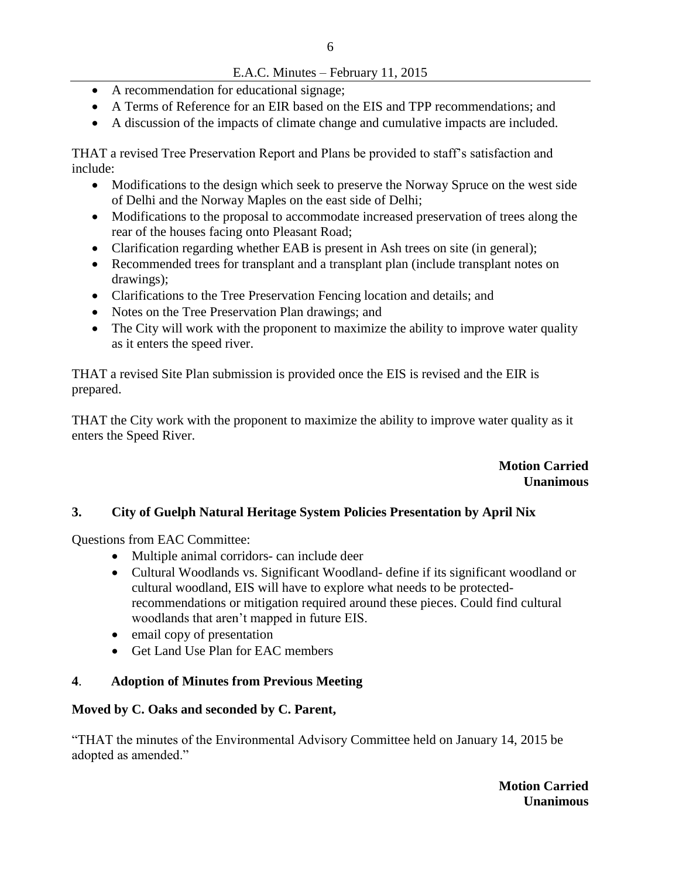- A recommendation for educational signage;
- A Terms of Reference for an EIR based on the EIS and TPP recommendations; and
- A discussion of the impacts of climate change and cumulative impacts are included.

THAT a revised Tree Preservation Report and Plans be provided to staff's satisfaction and include:

- Modifications to the design which seek to preserve the Norway Spruce on the west side of Delhi and the Norway Maples on the east side of Delhi;
- Modifications to the proposal to accommodate increased preservation of trees along the rear of the houses facing onto Pleasant Road;
- Clarification regarding whether EAB is present in Ash trees on site (in general);
- Recommended trees for transplant and a transplant plan (include transplant notes on drawings);
- Clarifications to the Tree Preservation Fencing location and details; and
- Notes on the Tree Preservation Plan drawings; and
- The City will work with the proponent to maximize the ability to improve water quality as it enters the speed river.

THAT a revised Site Plan submission is provided once the EIS is revised and the EIR is prepared.

THAT the City work with the proponent to maximize the ability to improve water quality as it enters the Speed River.

**Motion Carried**
**Unanimous**

### 3. City of Guelph Natural Heritage System Policies Presentation by April Nix

Questions from EAC Committee:

- Multiple animal corridors- can include deer
- Cultural Woodlands vs. Significant Woodland- define if its significant woodland or cultural woodland, EIS will have to explore what needs to be protected- recommendations or mitigation required around these pieces. Could find cultural woodlands that aren't mapped in future EIS.
- email copy of presentation
- Get Land Use Plan for EAC members

### 4. Adoption of Minutes from Previous Meeting

**Moved by C. Oaks and seconded by C. Parent,**

"THAT the minutes of the Environmental Advisory Committee held on January 14, 2015 be adopted as amended."

**Motion Carried**
**Unanimous**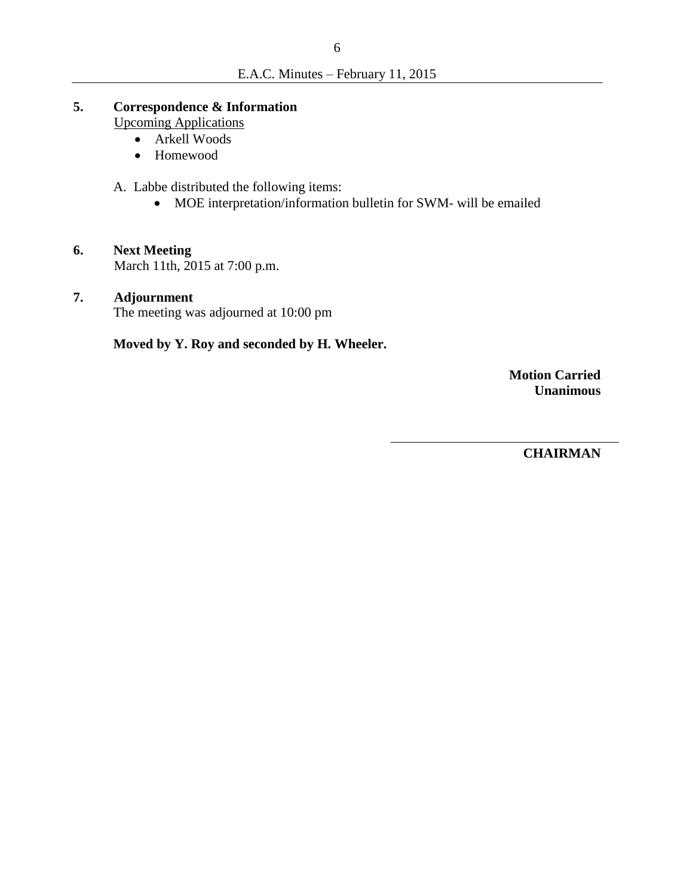**5. Correspondence & Information**

Upcoming Applications

- Arkell Woods
- Homewood

A. Labbe distributed the following items:

- MOE interpretation/information bulletin for SWM- will be emailed

**6. Next Meeting**

March 11th, 2015 at 7:00 p.m.

**7. Adjournment**

The meeting was adjourned at 10:00 pm

**Moved by Y. Roy and seconded by H. Wheeler.**

**Motion Carried**
**Unanimous**

______________________________

**CHAIRMAN**